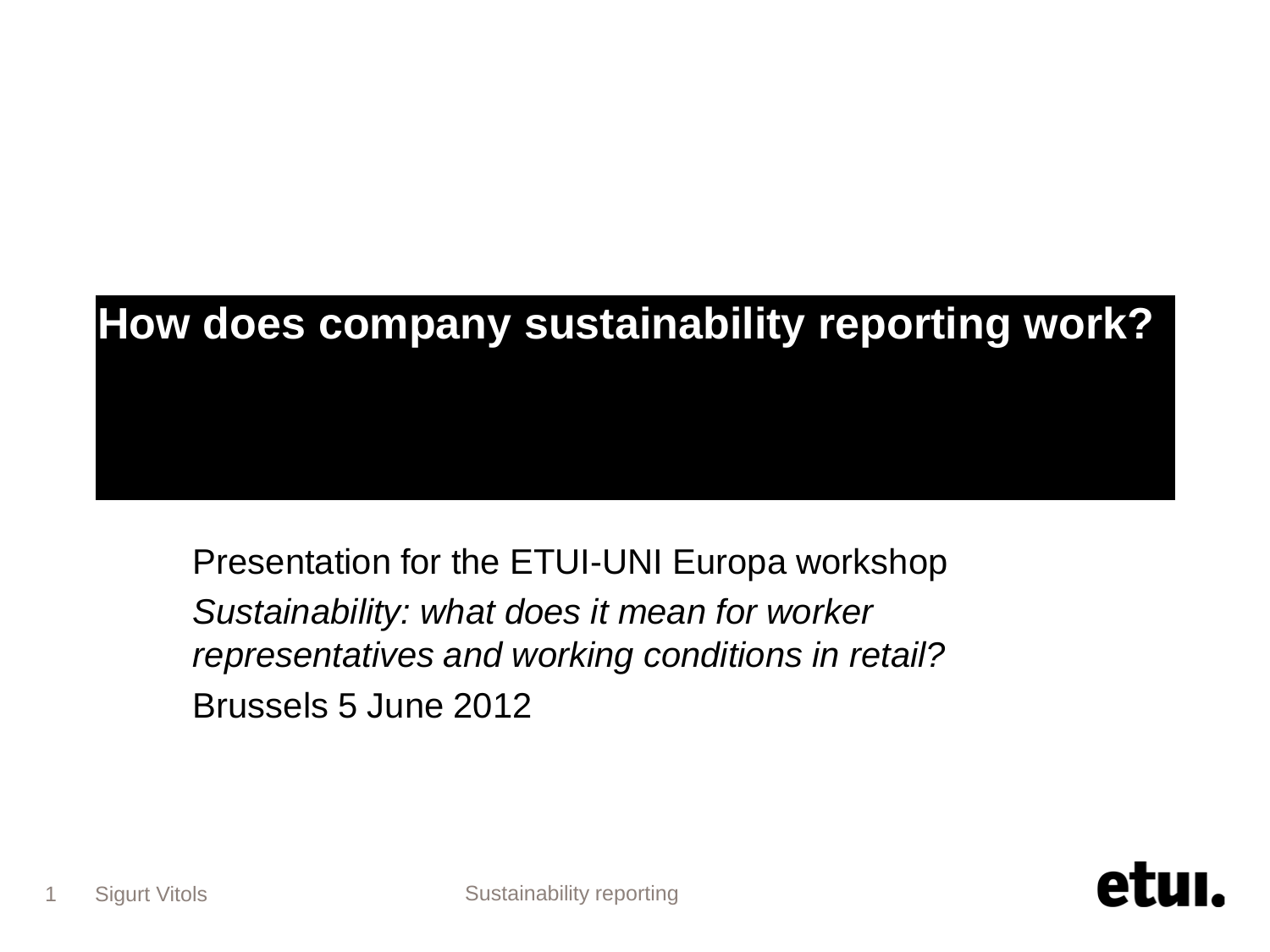# How does company sustainability reporting work?

Presentation for the ETUI-UNI Europa workshop

*Sustainability: what does it mean for worker representatives and working conditions in retail?*

Brussels 5 June 2012

Sigurt Vitols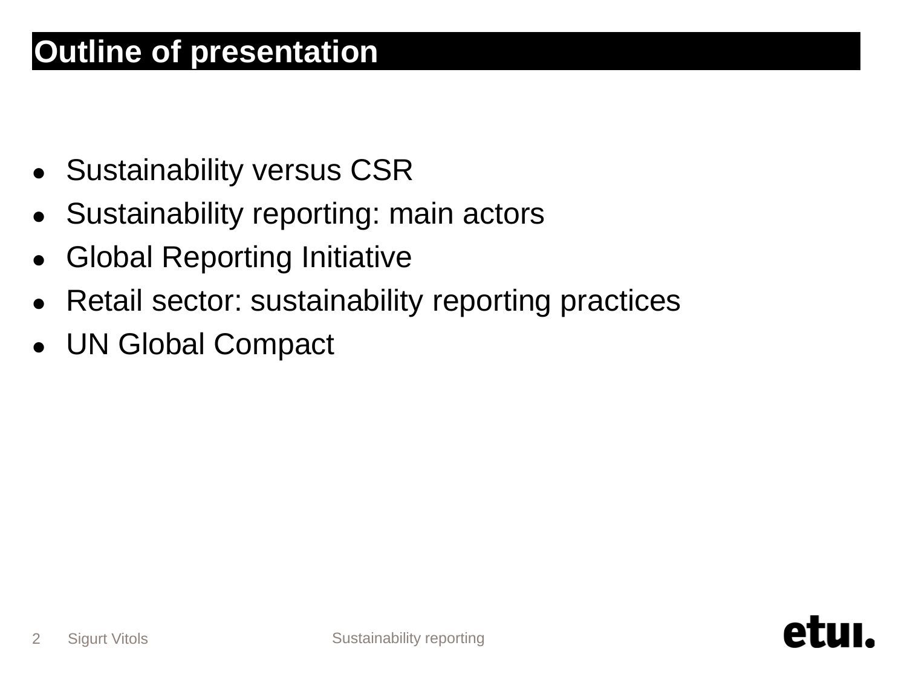# Outline of presentation

- Sustainability versus CSR
- Sustainability reporting: main actors
- Global Reporting Initiative
- Retail sector: sustainability reporting practices
- UN Global Compact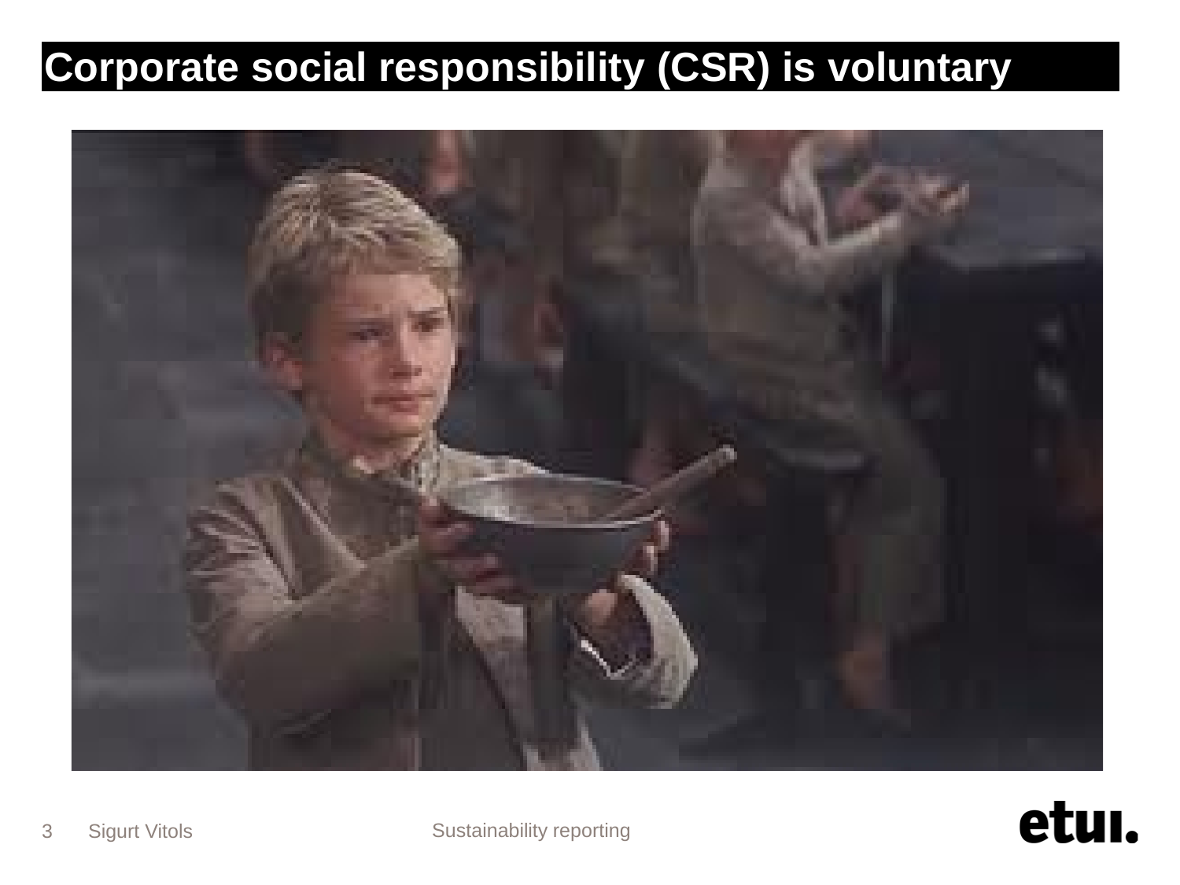# Corporate social responsibility (CSR) is voluntary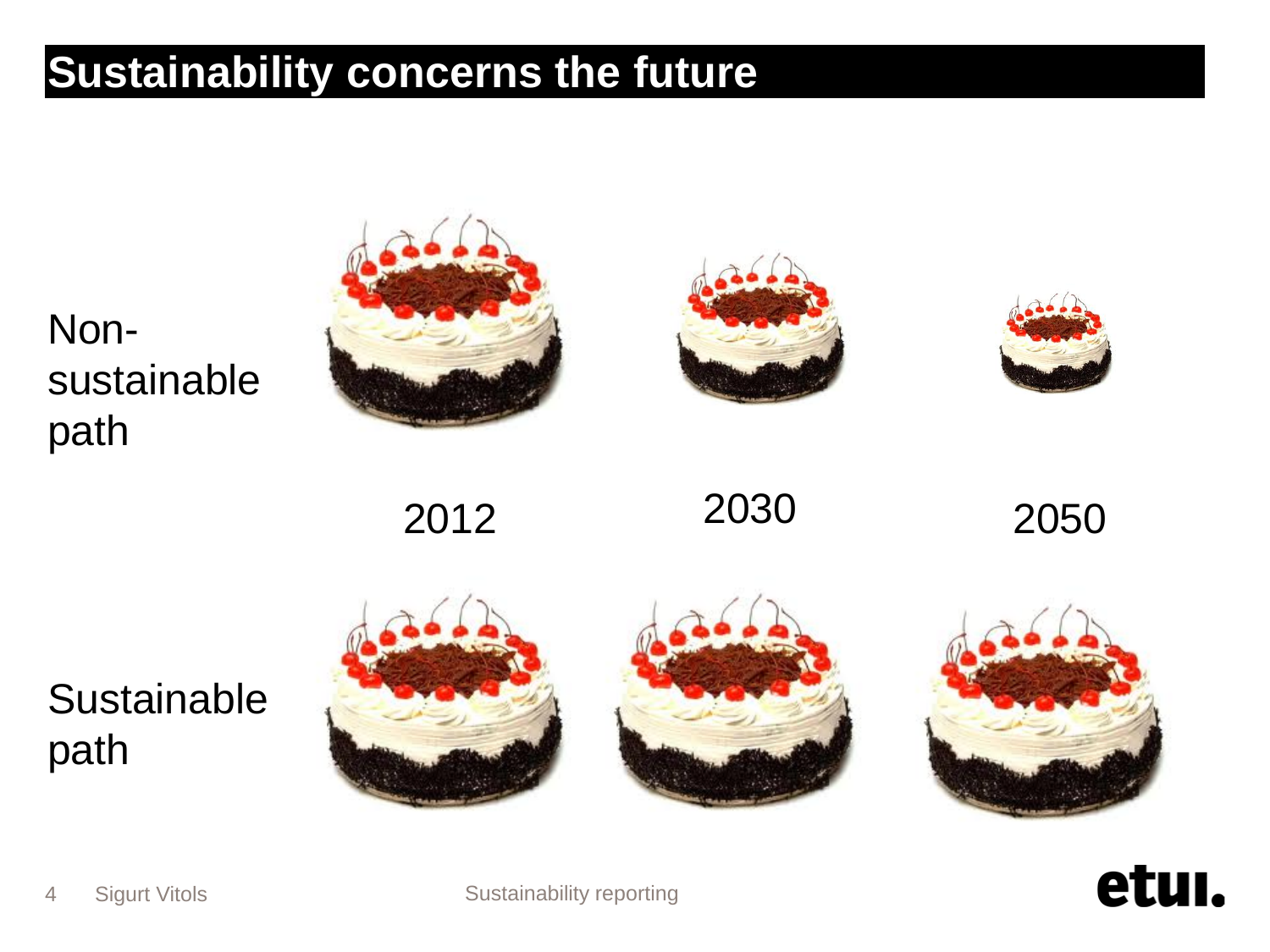# Sustainability concerns the future

Non-sustainable path

2012 | 2030 | 2050

Sustainable path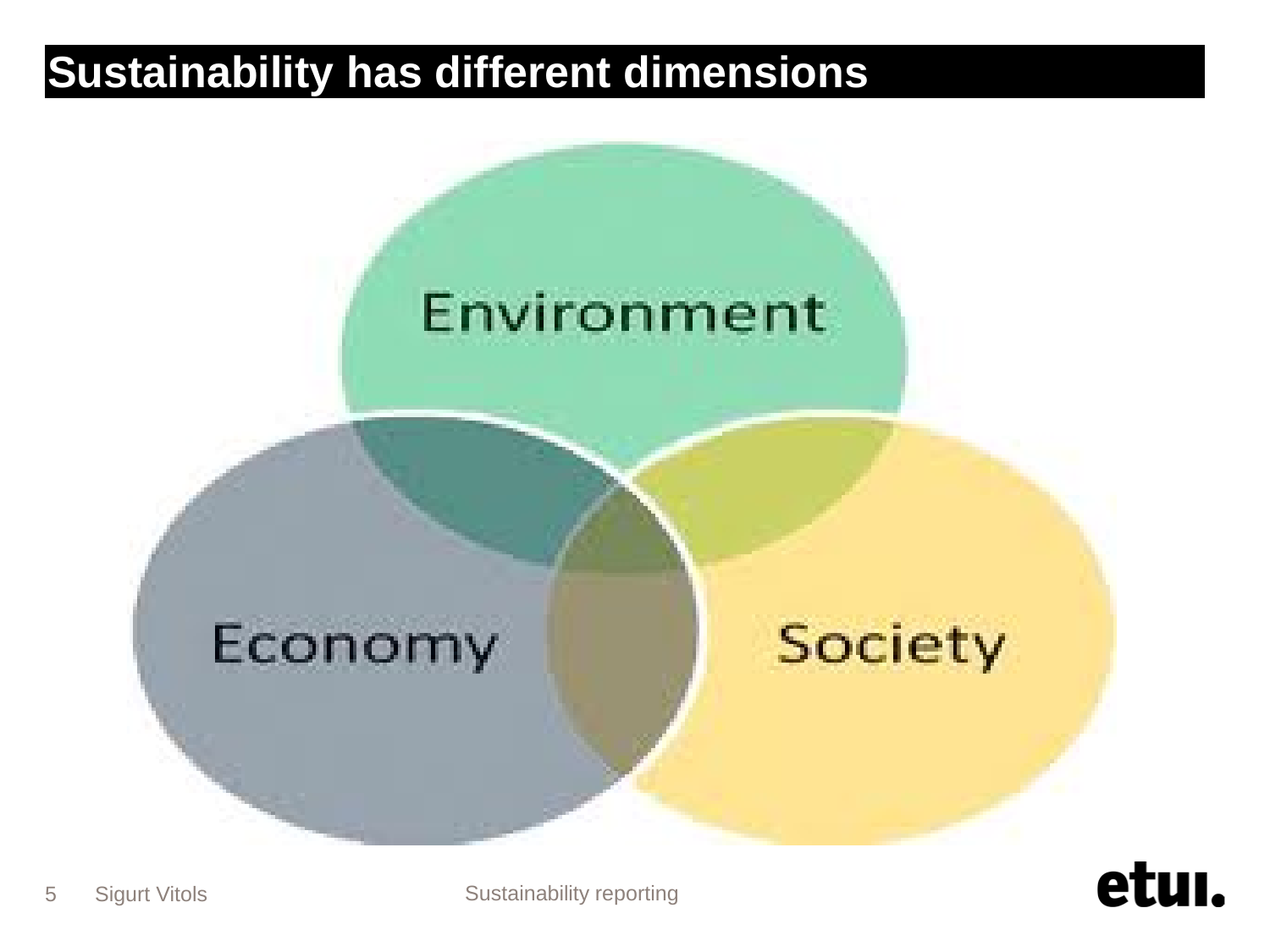# Sustainability has different dimensions

Environment

Economy

Society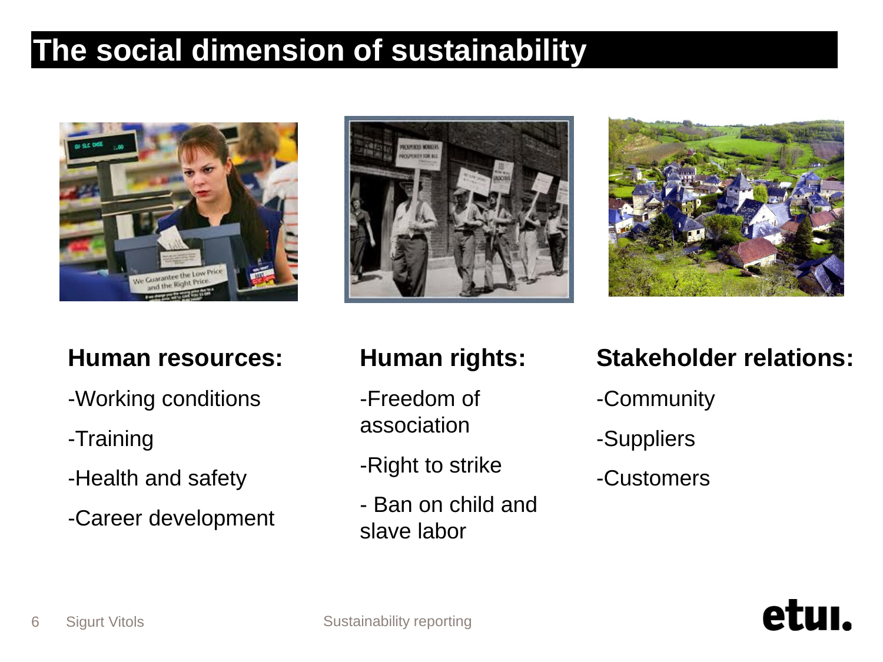# The social dimension of sustainability

**Human resources:**

- Working conditions
- Training
- Health and safety
- Career development

**Human rights:**

- Freedom of association
- Right to strike
- Ban on child and slave labor

**Stakeholder relations:**

- Community
- Suppliers
- Customers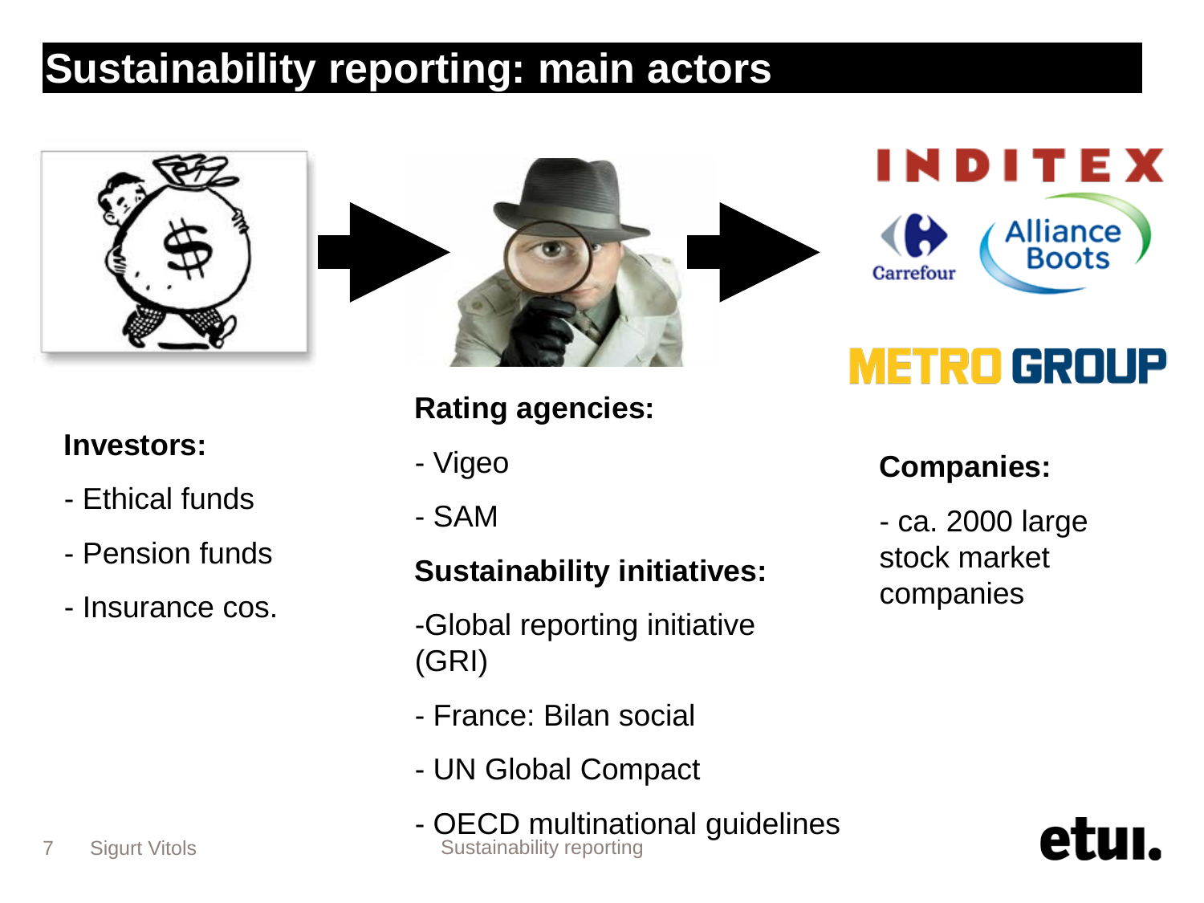# Sustainability reporting: main actors

**Investors:**

- Ethical funds
- Pension funds
- Insurance cos.

**Rating agencies:**

- Vigeo
- SAM

**Sustainability initiatives:**

- Global reporting initiative (GRI)
- France: Bilan social
- UN Global Compact
- OECD multinational guidelines

**Companies:**

- ca. 2000 large stock market companies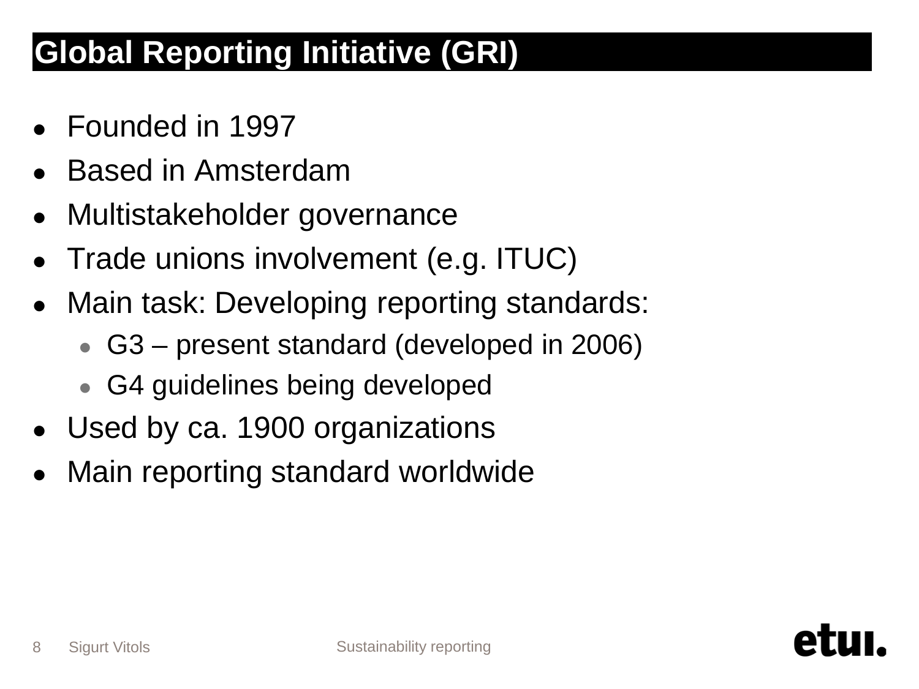# Global Reporting Initiative (GRI)

- Founded in 1997
- Based in Amsterdam
- Multistakeholder governance
- Trade unions involvement (e.g. ITUC)
- Main task: Developing reporting standards:
  - G3 – present standard (developed in 2006)
  - G4 guidelines being developed
- Used by ca. 1900 organizations
- Main reporting standard worldwide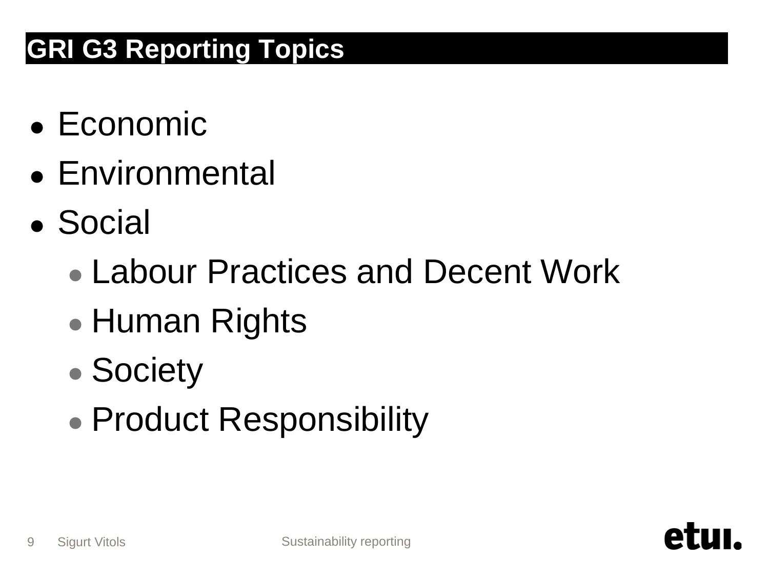# GRI G3 Reporting Topics

- Economic
- Environmental
- Social
  - Labour Practices and Decent Work
  - Human Rights
  - Society
  - Product Responsibility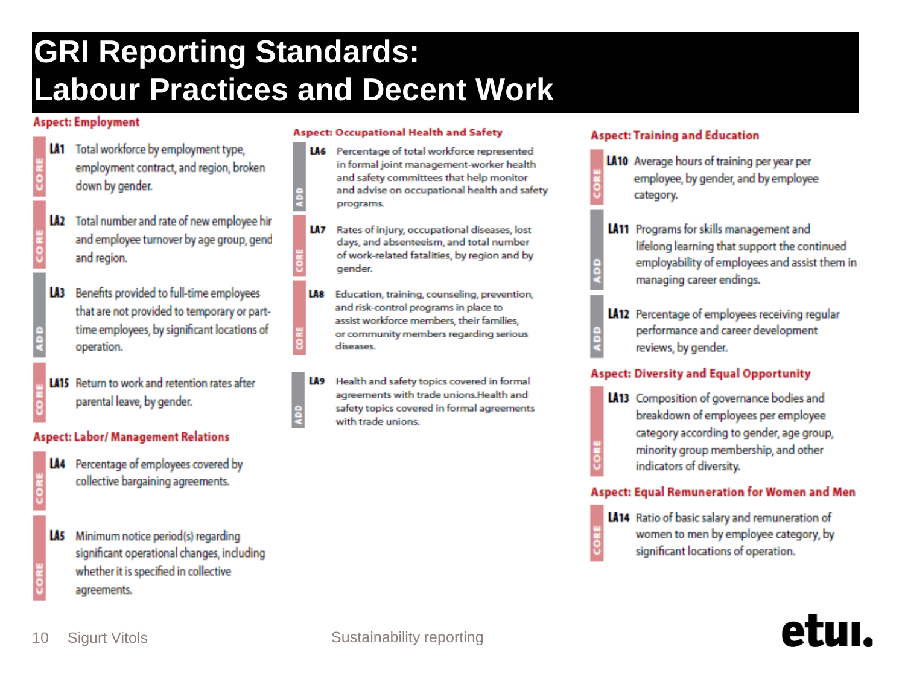# GRI Reporting Standards: Labour Practices and Decent Work

### Aspect: Employment

- **LA1** (CORE) Total workforce by employment type, employment contract, and region, broken down by gender.
- **LA2** (CORE) Total number and rate of new employee hir and employee turnover by age group, gend and region.
- **LA3** (ADD) Benefits provided to full-time employees that are not provided to temporary or part-time employees, by significant locations of operation.
- **LA15** (CORE) Return to work and retention rates after parental leave, by gender.

### Aspect: Labor/ Management Relations

- **LA4** (CORE) Percentage of employees covered by collective bargaining agreements.
- **LA5** (CORE) Minimum notice period(s) regarding significant operational changes, including whether it is specified in collective agreements.

### Aspect: Occupational Health and Safety

- **LA6** (ADD) Percentage of total workforce represented in formal joint management-worker health and safety committees that help monitor and advise on occupational health and safety programs.
- **LA7** (CORE) Rates of injury, occupational diseases, lost days, and absenteeism, and total number of work-related fatalities, by region and by gender.
- **LA8** (CORE) Education, training, counseling, prevention, and risk-control programs in place to assist workforce members, their families, or community members regarding serious diseases.
- **LA9** (ADD) Health and safety topics covered in formal agreements with trade unions.Health and safety topics covered in formal agreements with trade unions.

### Aspect: Training and Education

- **LA10** (CORE) Average hours of training per year per employee, by gender, and by employee category.
- **LA11** (ADD) Programs for skills management and lifelong learning that support the continued employability of employees and assist them in managing career endings.
- **LA12** (ADD) Percentage of employees receiving regular performance and career development reviews, by gender.

### Aspect: Diversity and Equal Opportunity

- **LA13** (CORE) Composition of governance bodies and breakdown of employees per employee category according to gender, age group, minority group membership, and other indicators of diversity.

### Aspect: Equal Remuneration for Women and Men

- **LA14** (CORE) Ratio of basic salary and remuneration of women to men by employee category, by significant locations of operation.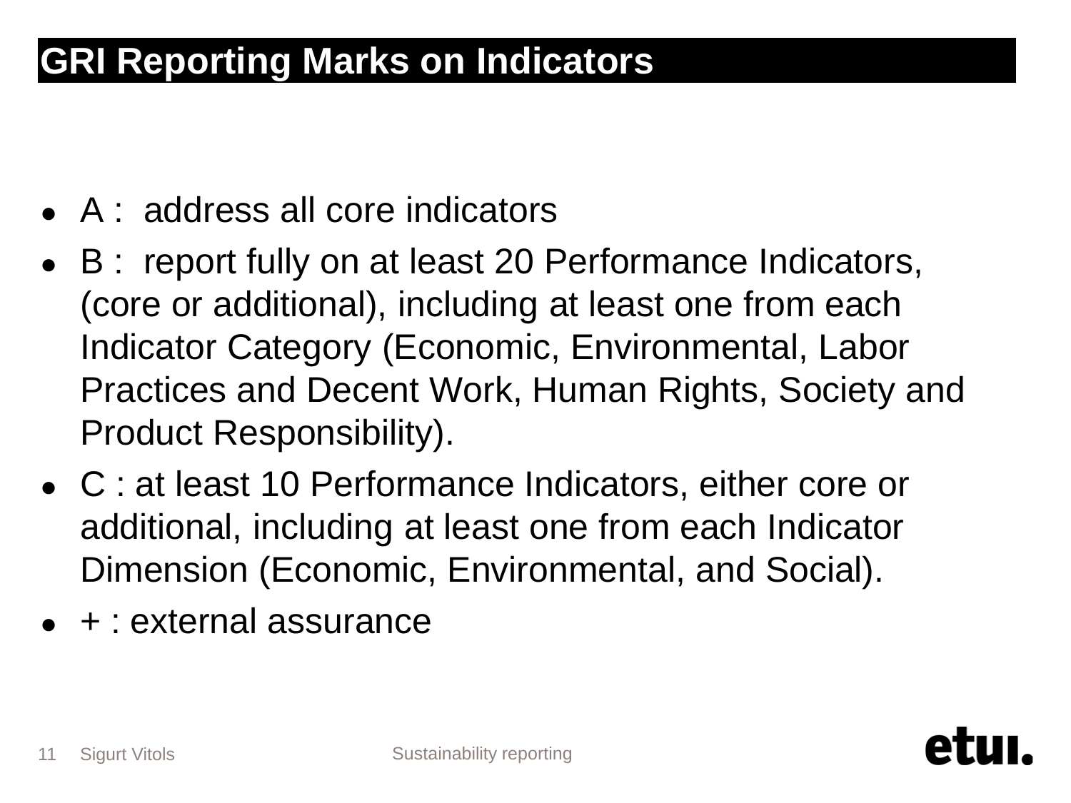# GRI Reporting Marks on Indicators

- A : address all core indicators
- B : report fully on at least 20 Performance Indicators, (core or additional), including at least one from each Indicator Category (Economic, Environmental, Labor Practices and Decent Work, Human Rights, Society and Product Responsibility).
- C : at least 10 Performance Indicators, either core or additional, including at least one from each Indicator Dimension (Economic, Environmental, and Social).
- + : external assurance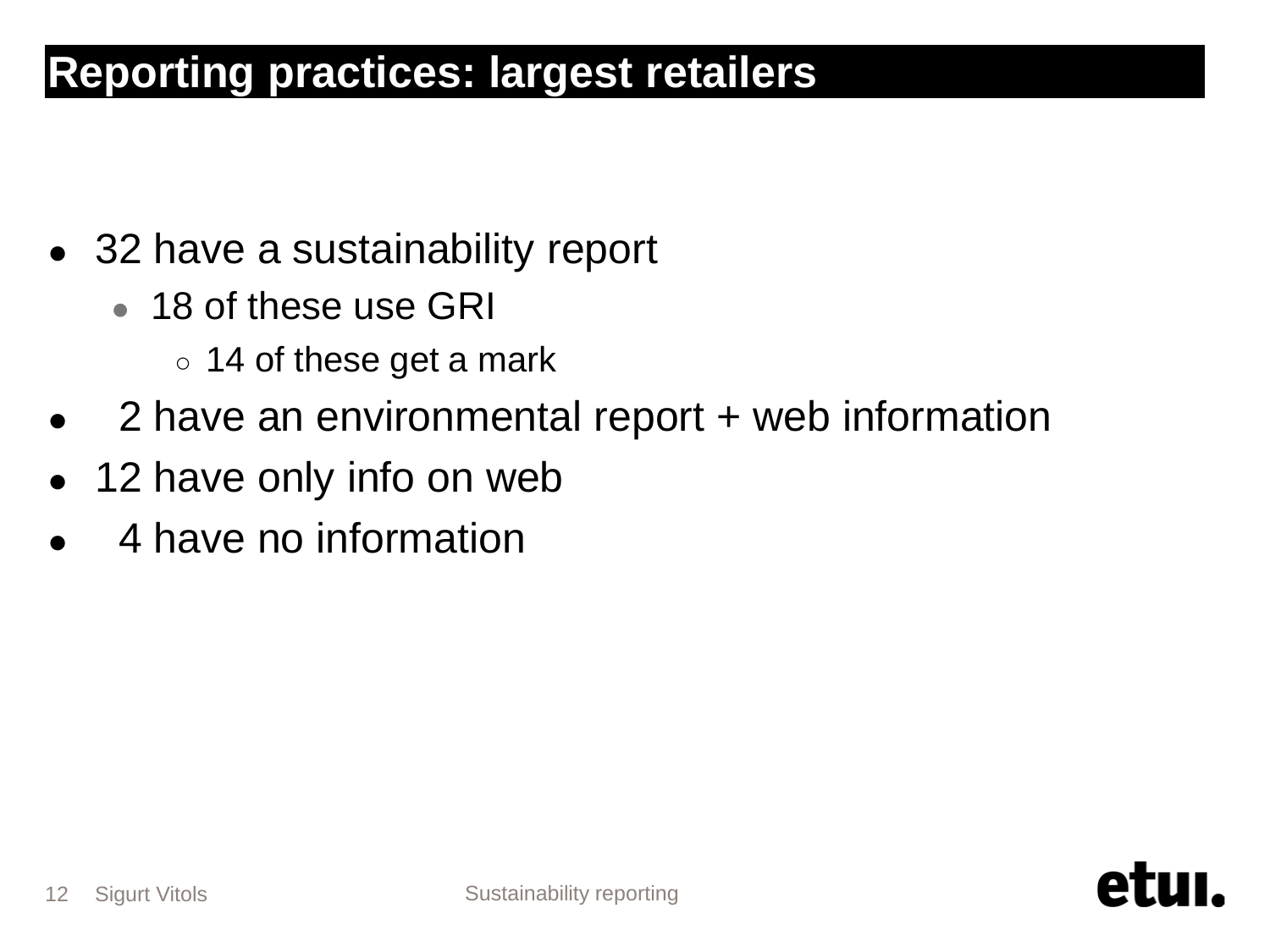# Reporting practices: largest retailers

- 32 have a sustainability report
  - 18 of these use GRI
    - 14 of these get a mark
- 2 have an environmental report + web information
- 12 have only info on web
- 4 have no information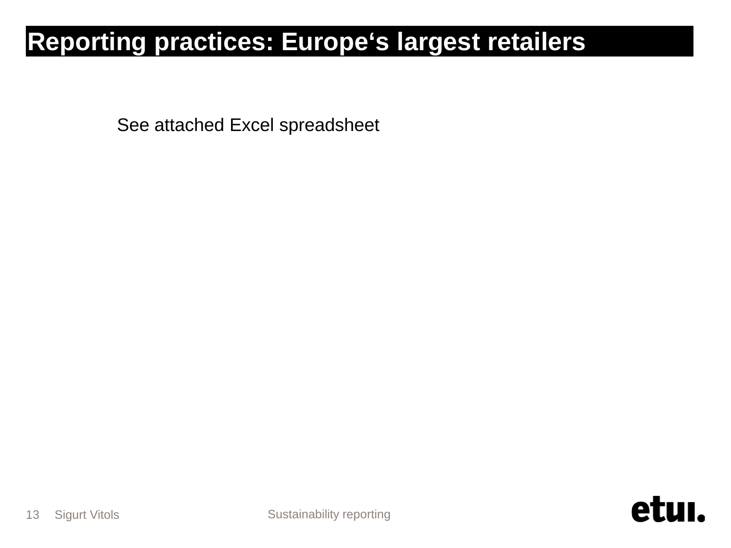# Reporting practices: Europe‘s largest retailers

See attached Excel spreadsheet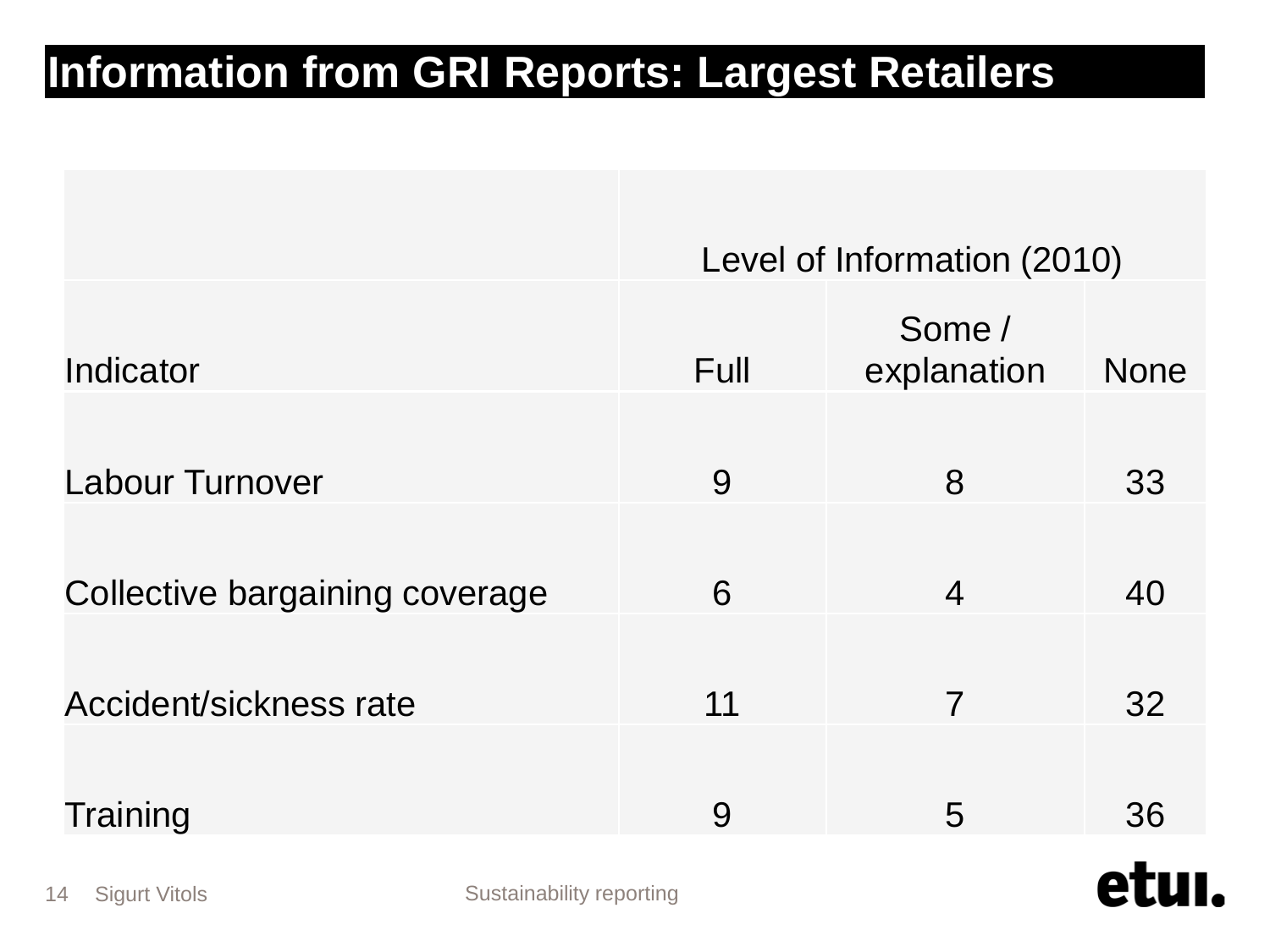# Information from GRI Reports: Largest Retailers

| | Level of Information (2010) | | |
|---|---|---|---|
| Indicator | Full | Some / explanation | None |
| Labour Turnover | 9 | 8 | 33 |
| Collective bargaining coverage | 6 | 4 | 40 |
| Accident/sickness rate | 11 | 7 | 32 |
| Training | 9 | 5 | 36 |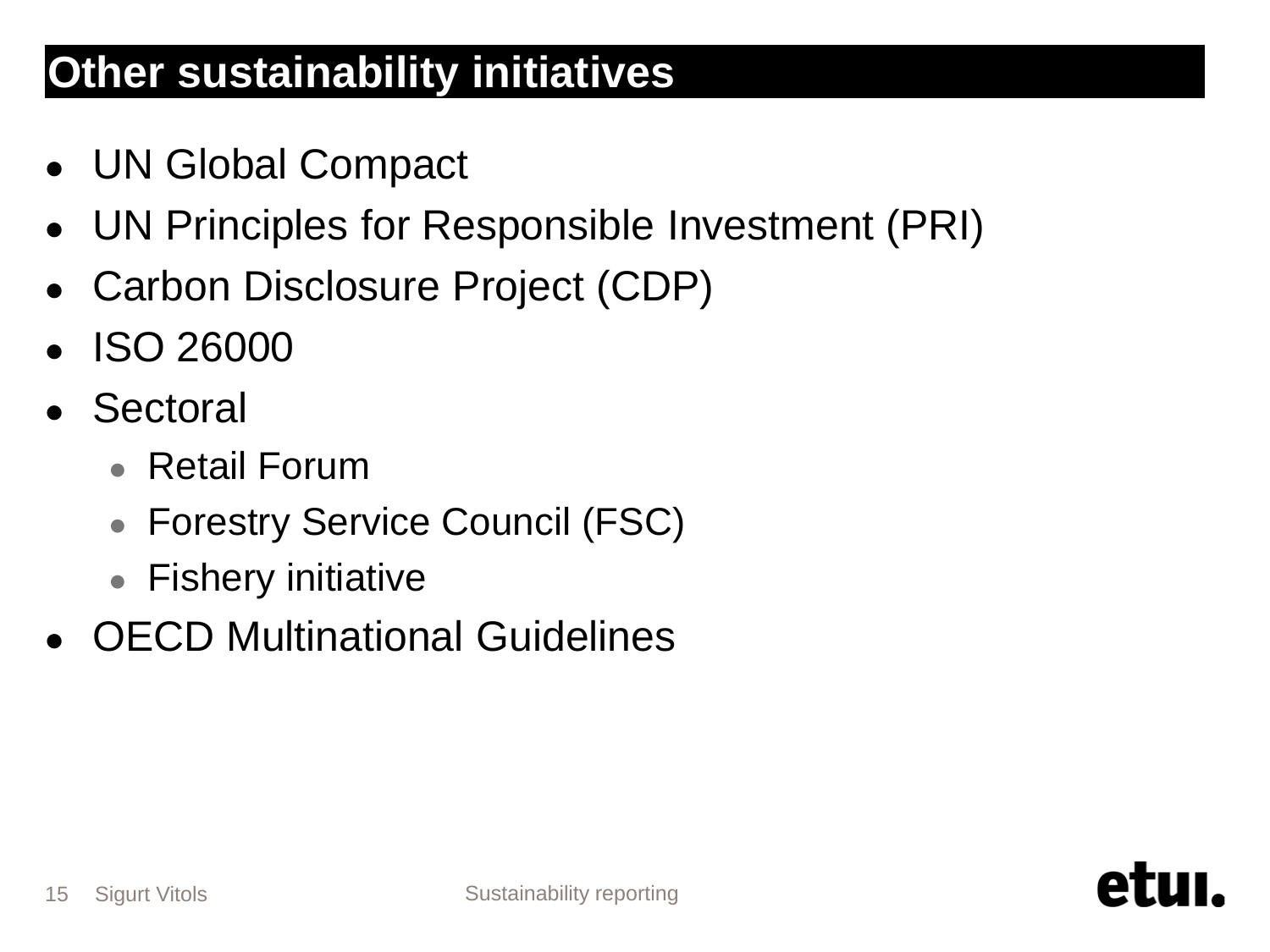# Other sustainability initiatives

- UN Global Compact
- UN Principles for Responsible Investment (PRI)
- Carbon Disclosure Project (CDP)
- ISO 26000
- Sectoral
  - Retail Forum
  - Forestry Service Council (FSC)
  - Fishery initiative
- OECD Multinational Guidelines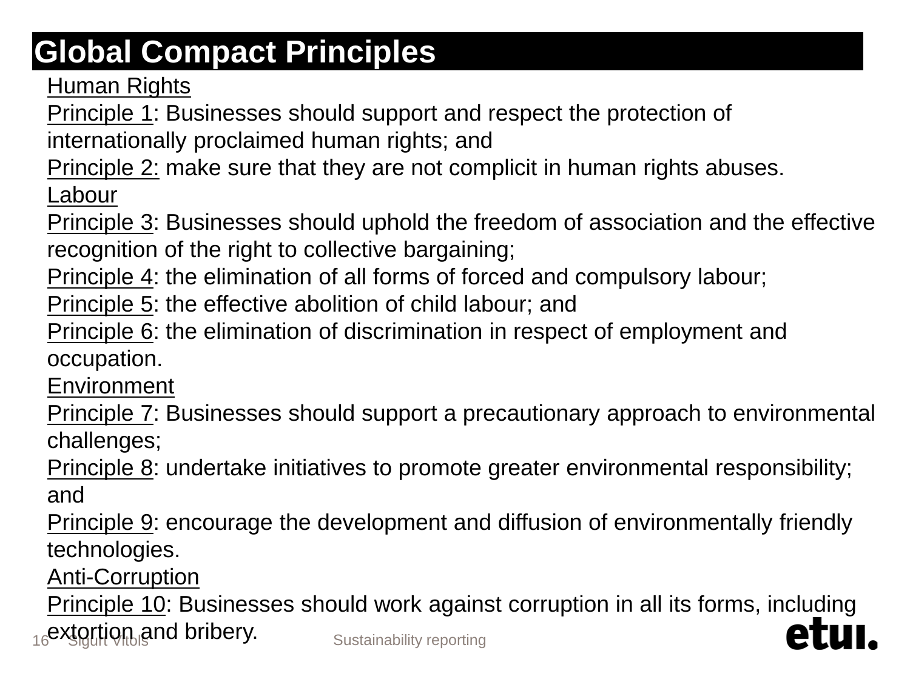# Global Compact Principles

Human Rights

Principle 1: Businesses should support and respect the protection of internationally proclaimed human rights; and

Principle 2: make sure that they are not complicit in human rights abuses.

Labour

Principle 3: Businesses should uphold the freedom of association and the effective recognition of the right to collective bargaining;

Principle 4: the elimination of all forms of forced and compulsory labour;

Principle 5: the effective abolition of child labour; and

Principle 6: the elimination of discrimination in respect of employment and occupation.

Environment

Principle 7: Businesses should support a precautionary approach to environmental challenges;

Principle 8: undertake initiatives to promote greater environmental responsibility; and

Principle 9: encourage the development and diffusion of environmentally friendly technologies.

Anti-Corruption

Principle 10: Businesses should work against corruption in all its forms, including extortion and bribery.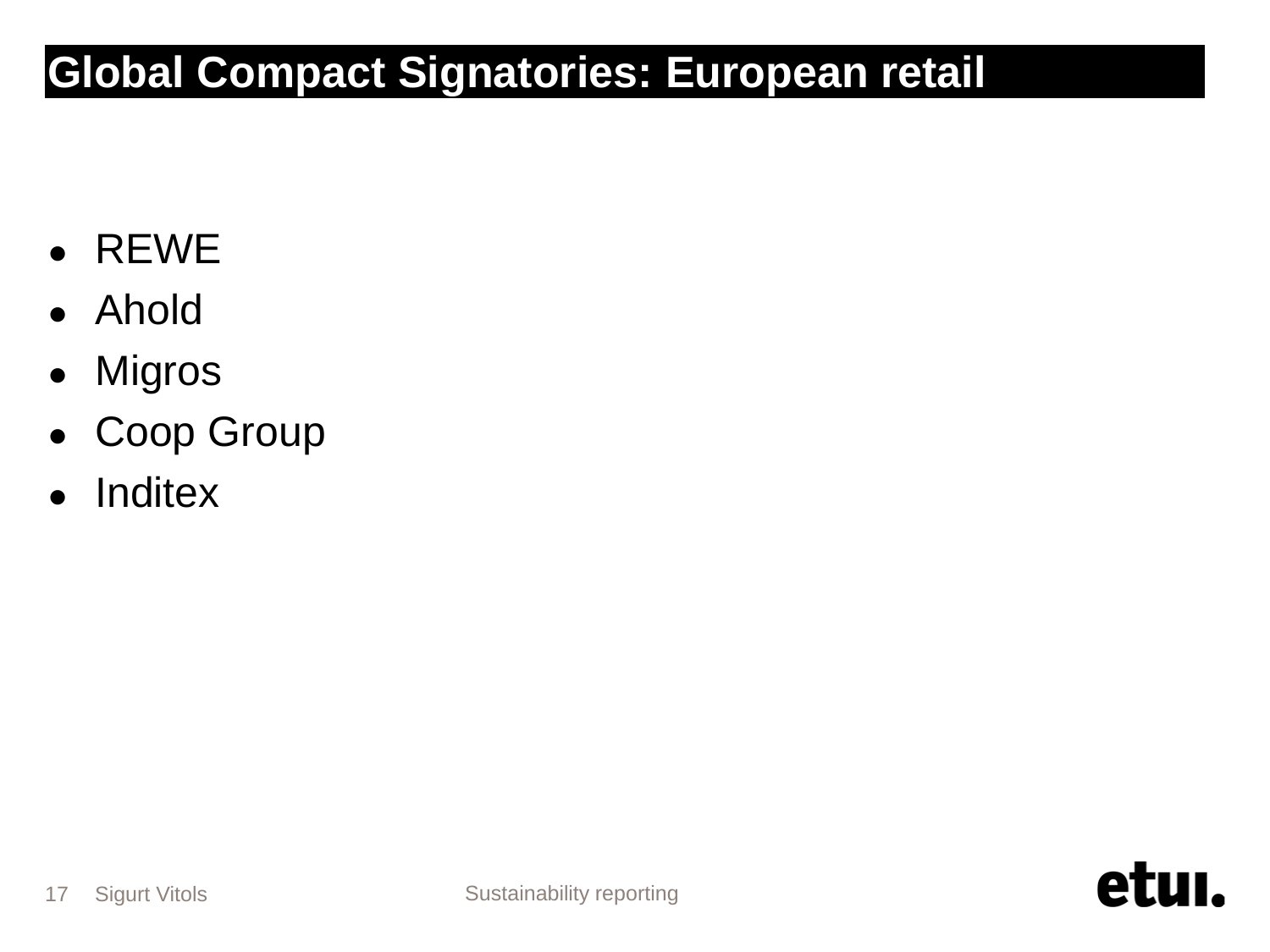# Global Compact Signatories: European retail

- REWE
- Ahold
- Migros
- Coop Group
- Inditex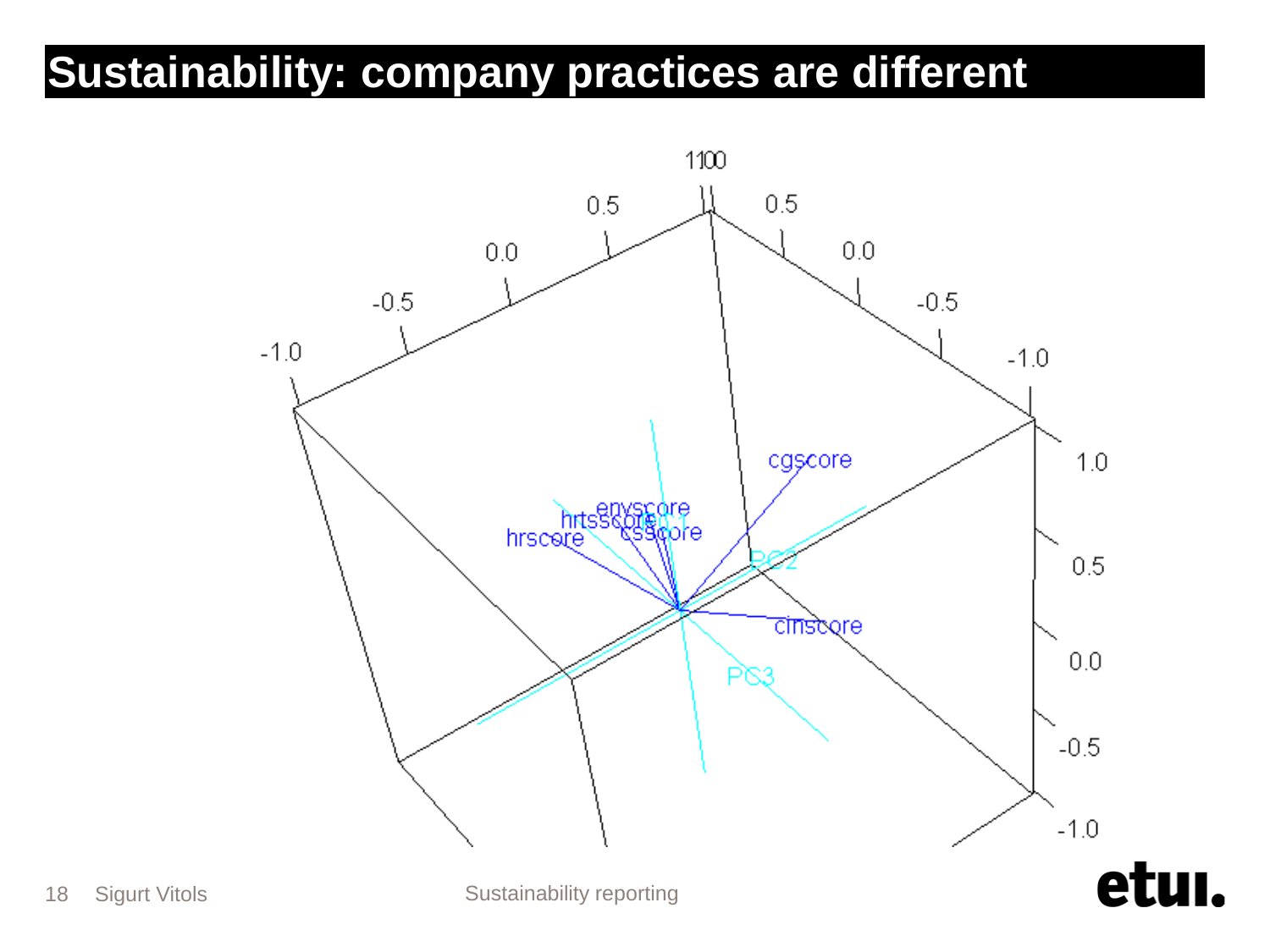# Sustainability: company practices are different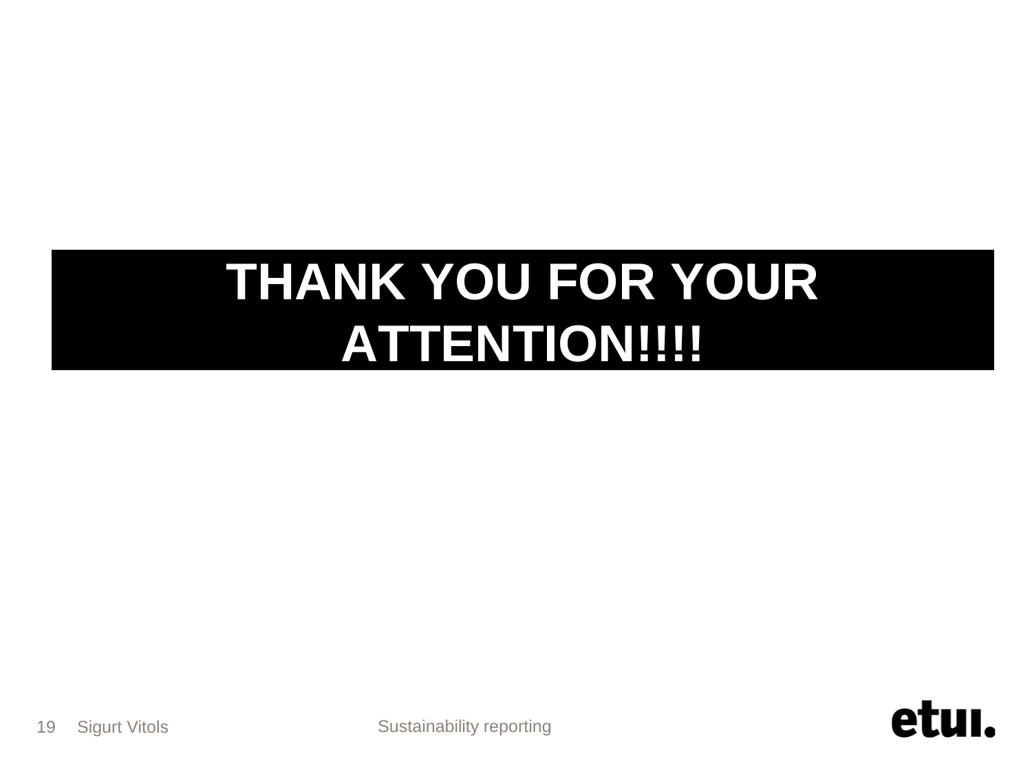# THANK YOU FOR YOUR ATTENTION!!!!